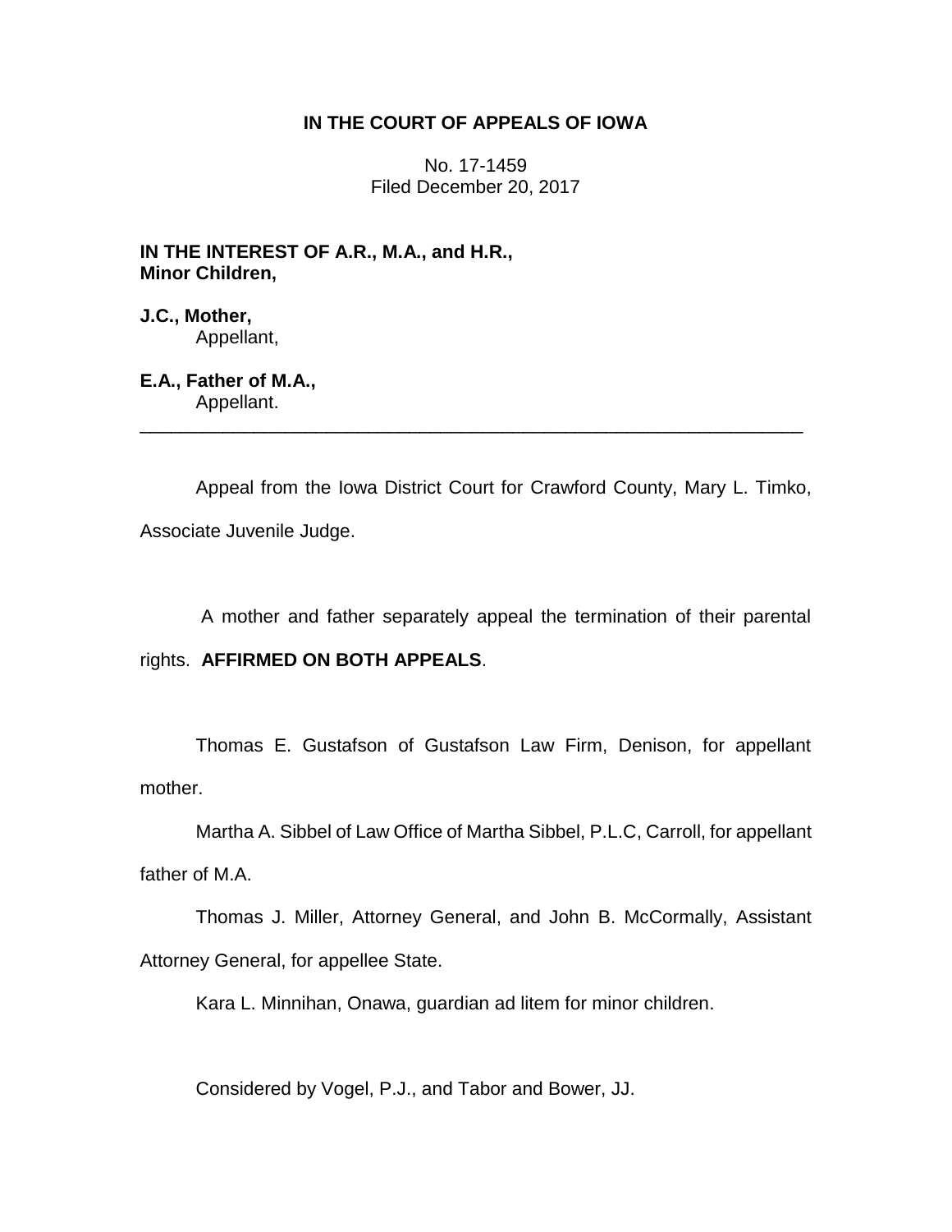# IN THE COURT OF APPEALS OF IOWA

No. 17-1459
Filed December 20, 2017

**IN THE INTEREST OF A.R., M.A., and H.R., Minor Children,**

**J.C., Mother,**
Appellant,

**E.A., Father of M.A.,**
Appellant.

---

Appeal from the Iowa District Court for Crawford County, Mary L. Timko, Associate Juvenile Judge.

A mother and father separately appeal the termination of their parental rights. **AFFIRMED ON BOTH APPEALS**.

Thomas E. Gustafson of Gustafson Law Firm, Denison, for appellant mother.

Martha A. Sibbel of Law Office of Martha Sibbel, P.L.C, Carroll, for appellant father of M.A.

Thomas J. Miller, Attorney General, and John B. McCormally, Assistant Attorney General, for appellee State.

Kara L. Minnihan, Onawa, guardian ad litem for minor children.

Considered by Vogel, P.J., and Tabor and Bower, JJ.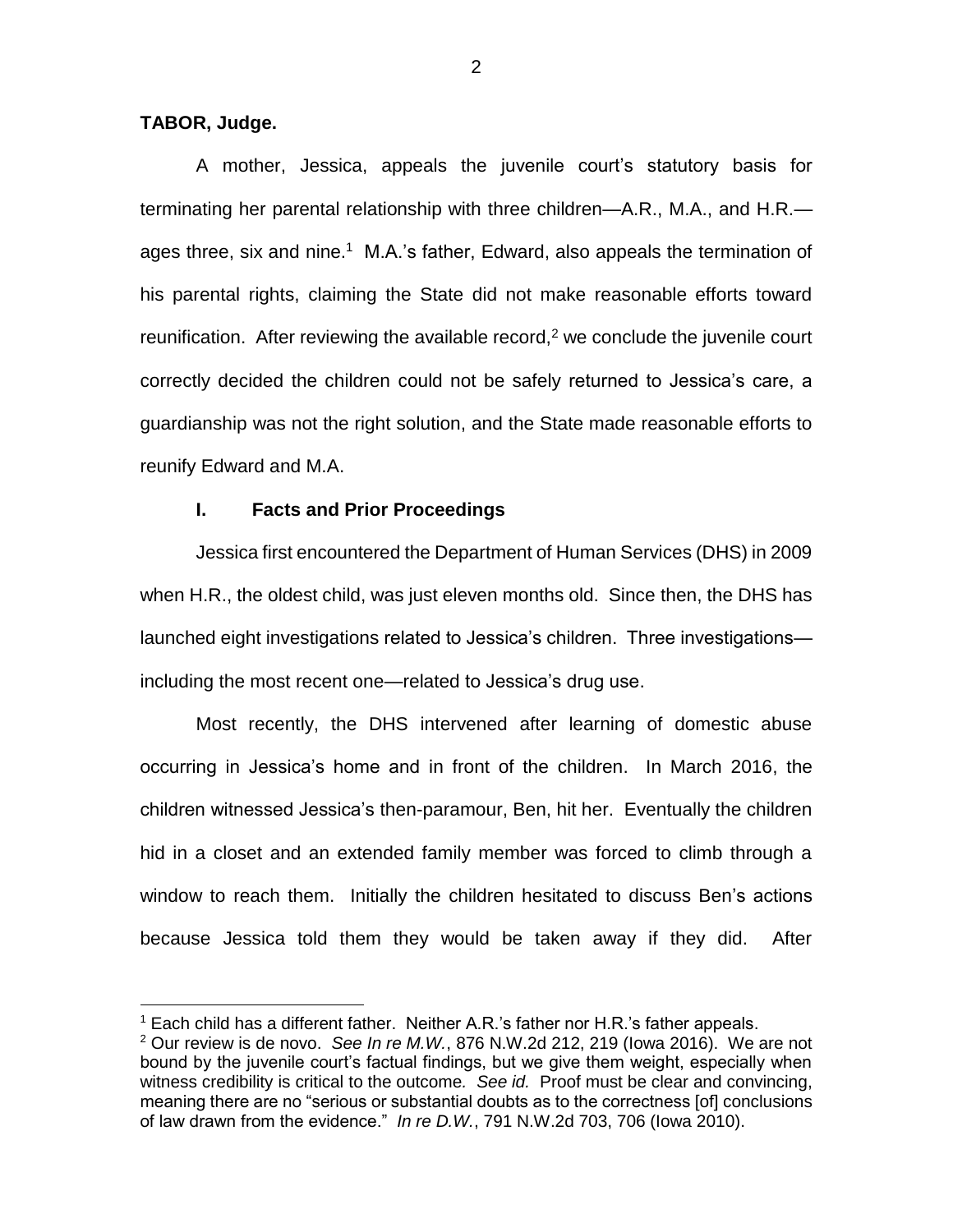**TABOR, Judge.**

A mother, Jessica, appeals the juvenile court's statutory basis for terminating her parental relationship with three children—A.R., M.A., and H.R.—ages three, six and nine.[1] M.A.'s father, Edward, also appeals the termination of his parental rights, claiming the State did not make reasonable efforts toward reunification. After reviewing the available record,[2] we conclude the juvenile court correctly decided the children could not be safely returned to Jessica's care, a guardianship was not the right solution, and the State made reasonable efforts to reunify Edward and M.A.

## I. Facts and Prior Proceedings

Jessica first encountered the Department of Human Services (DHS) in 2009 when H.R., the oldest child, was just eleven months old. Since then, the DHS has launched eight investigations related to Jessica's children. Three investigations—including the most recent one—related to Jessica's drug use.

Most recently, the DHS intervened after learning of domestic abuse occurring in Jessica's home and in front of the children. In March 2016, the children witnessed Jessica's then-paramour, Ben, hit her. Eventually the children hid in a closet and an extended family member was forced to climb through a window to reach them. Initially the children hesitated to discuss Ben's actions because Jessica told them they would be taken away if they did. After

---

[1] Each child has a different father. Neither A.R.'s father nor H.R.'s father appeals.

[2] Our review is de novo. *See In re M.W.*, 876 N.W.2d 212, 219 (Iowa 2016). We are not bound by the juvenile court's factual findings, but we give them weight, especially when witness credibility is critical to the outcome. *See id.* Proof must be clear and convincing, meaning there are no "serious or substantial doubts as to the correctness [of] conclusions of law drawn from the evidence." *In re D.W.*, 791 N.W.2d 703, 706 (Iowa 2010).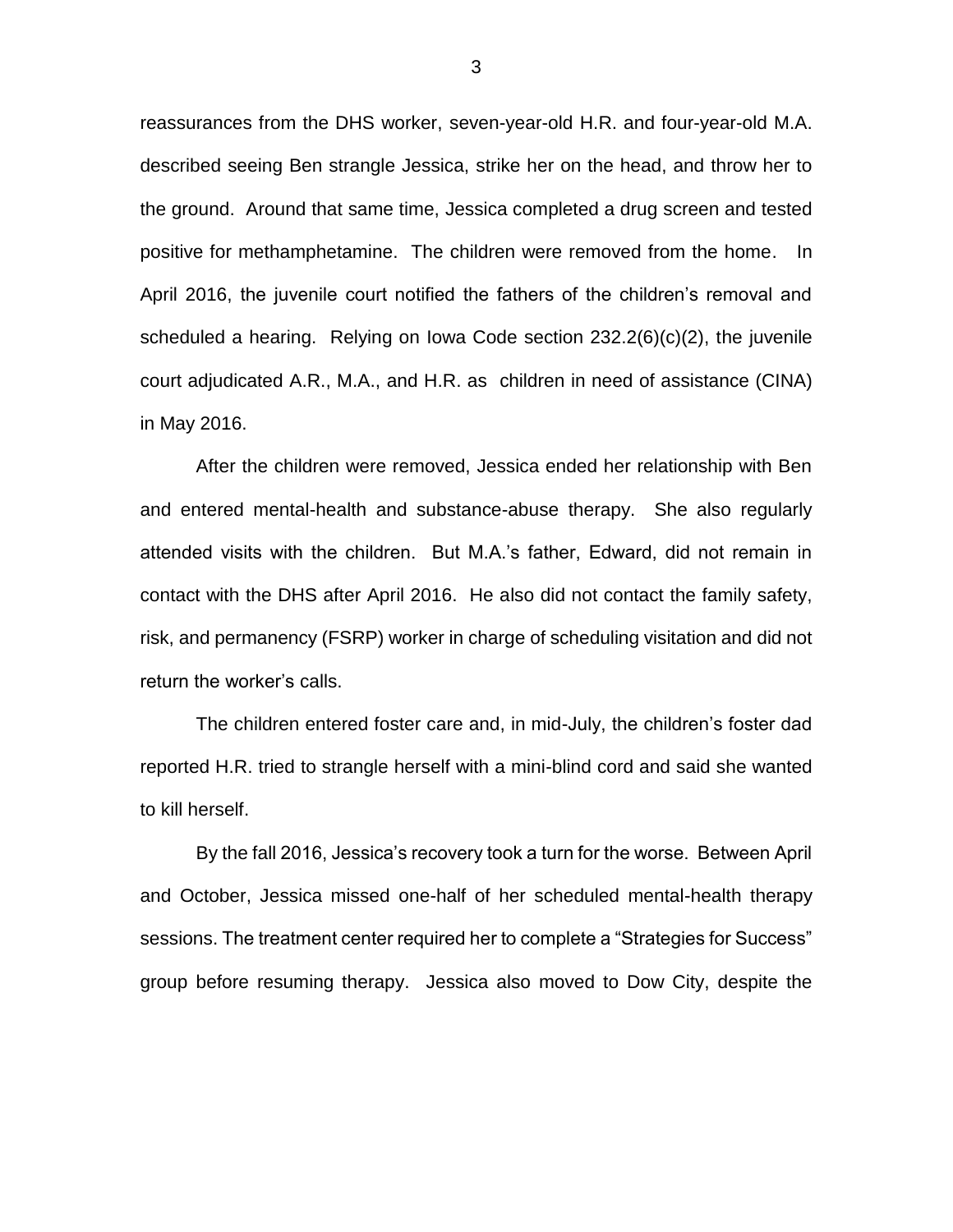reassurances from the DHS worker, seven-year-old H.R. and four-year-old M.A. described seeing Ben strangle Jessica, strike her on the head, and throw her to the ground. Around that same time, Jessica completed a drug screen and tested positive for methamphetamine. The children were removed from the home. In April 2016, the juvenile court notified the fathers of the children's removal and scheduled a hearing. Relying on Iowa Code section 232.2(6)(c)(2), the juvenile court adjudicated A.R., M.A., and H.R. as children in need of assistance (CINA) in May 2016.

After the children were removed, Jessica ended her relationship with Ben and entered mental-health and substance-abuse therapy. She also regularly attended visits with the children. But M.A.'s father, Edward, did not remain in contact with the DHS after April 2016. He also did not contact the family safety, risk, and permanency (FSRP) worker in charge of scheduling visitation and did not return the worker's calls.

The children entered foster care and, in mid-July, the children's foster dad reported H.R. tried to strangle herself with a mini-blind cord and said she wanted to kill herself.

By the fall 2016, Jessica's recovery took a turn for the worse. Between April and October, Jessica missed one-half of her scheduled mental-health therapy sessions. The treatment center required her to complete a "Strategies for Success" group before resuming therapy. Jessica also moved to Dow City, despite the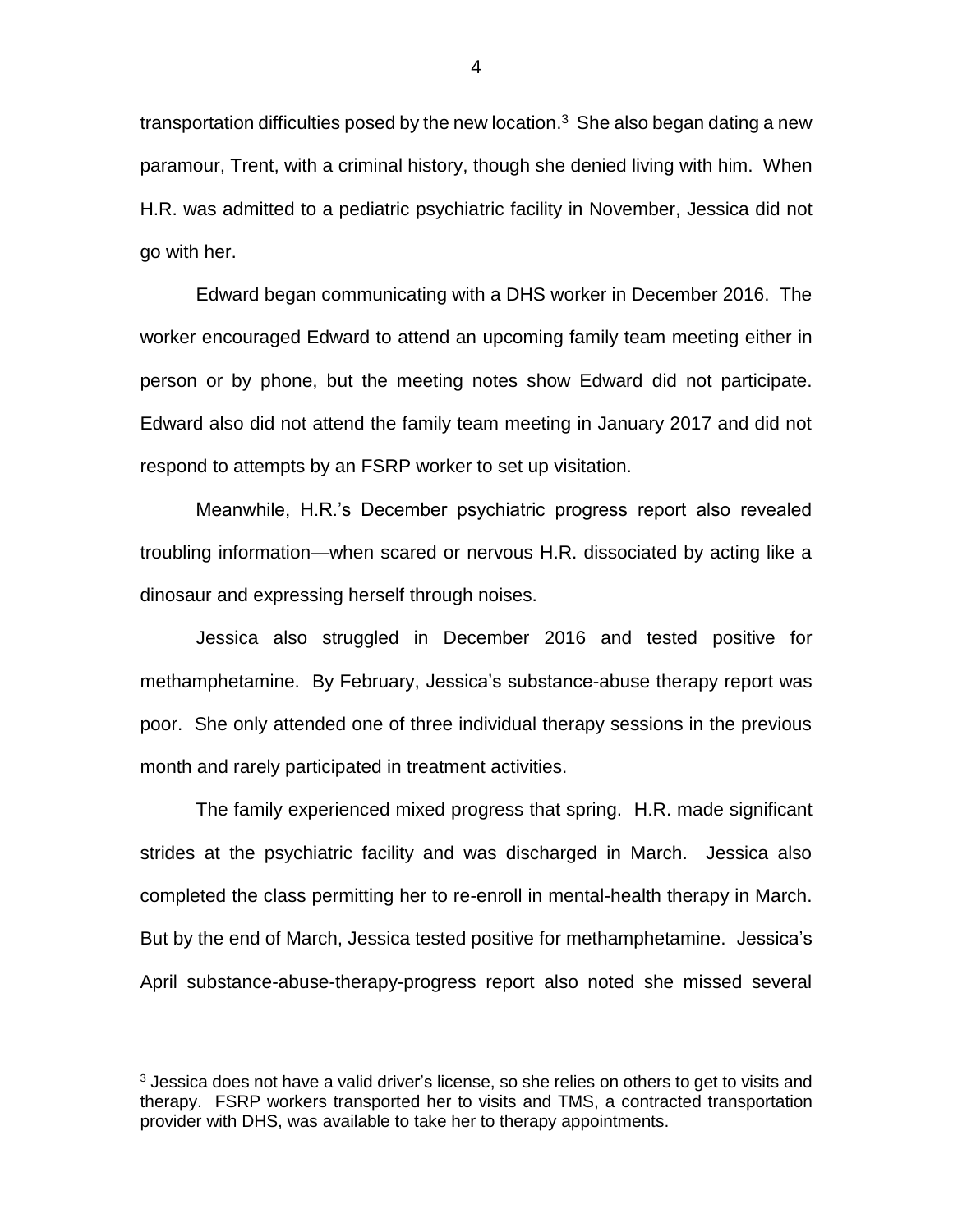transportation difficulties posed by the new location.[3] She also began dating a new paramour, Trent, with a criminal history, though she denied living with him. When H.R. was admitted to a pediatric psychiatric facility in November, Jessica did not go with her.

Edward began communicating with a DHS worker in December 2016. The worker encouraged Edward to attend an upcoming family team meeting either in person or by phone, but the meeting notes show Edward did not participate. Edward also did not attend the family team meeting in January 2017 and did not respond to attempts by an FSRP worker to set up visitation.

Meanwhile, H.R.'s December psychiatric progress report also revealed troubling information—when scared or nervous H.R. dissociated by acting like a dinosaur and expressing herself through noises.

Jessica also struggled in December 2016 and tested positive for methamphetamine. By February, Jessica's substance-abuse therapy report was poor. She only attended one of three individual therapy sessions in the previous month and rarely participated in treatment activities.

The family experienced mixed progress that spring. H.R. made significant strides at the psychiatric facility and was discharged in March. Jessica also completed the class permitting her to re-enroll in mental-health therapy in March. But by the end of March, Jessica tested positive for methamphetamine. Jessica's April substance-abuse-therapy-progress report also noted she missed several

[3] Jessica does not have a valid driver's license, so she relies on others to get to visits and therapy. FSRP workers transported her to visits and TMS, a contracted transportation provider with DHS, was available to take her to therapy appointments.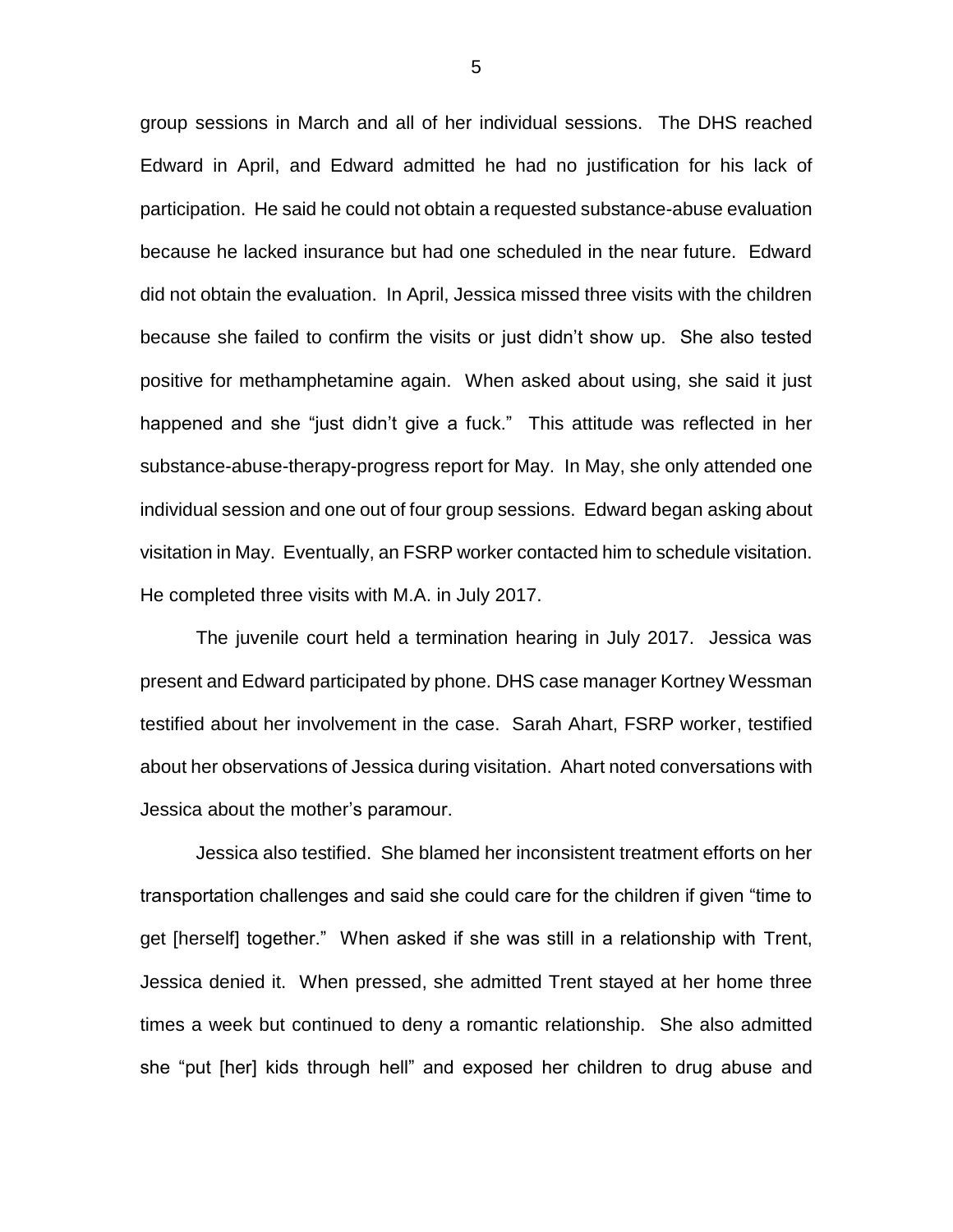group sessions in March and all of her individual sessions. The DHS reached Edward in April, and Edward admitted he had no justification for his lack of participation. He said he could not obtain a requested substance-abuse evaluation because he lacked insurance but had one scheduled in the near future. Edward did not obtain the evaluation. In April, Jessica missed three visits with the children because she failed to confirm the visits or just didn't show up. She also tested positive for methamphetamine again. When asked about using, she said it just happened and she "just didn't give a fuck." This attitude was reflected in her substance-abuse-therapy-progress report for May. In May, she only attended one individual session and one out of four group sessions. Edward began asking about visitation in May. Eventually, an FSRP worker contacted him to schedule visitation. He completed three visits with M.A. in July 2017.

The juvenile court held a termination hearing in July 2017. Jessica was present and Edward participated by phone. DHS case manager Kortney Wessman testified about her involvement in the case. Sarah Ahart, FSRP worker, testified about her observations of Jessica during visitation. Ahart noted conversations with Jessica about the mother's paramour.

Jessica also testified. She blamed her inconsistent treatment efforts on her transportation challenges and said she could care for the children if given "time to get [herself] together." When asked if she was still in a relationship with Trent, Jessica denied it. When pressed, she admitted Trent stayed at her home three times a week but continued to deny a romantic relationship. She also admitted she "put [her] kids through hell" and exposed her children to drug abuse and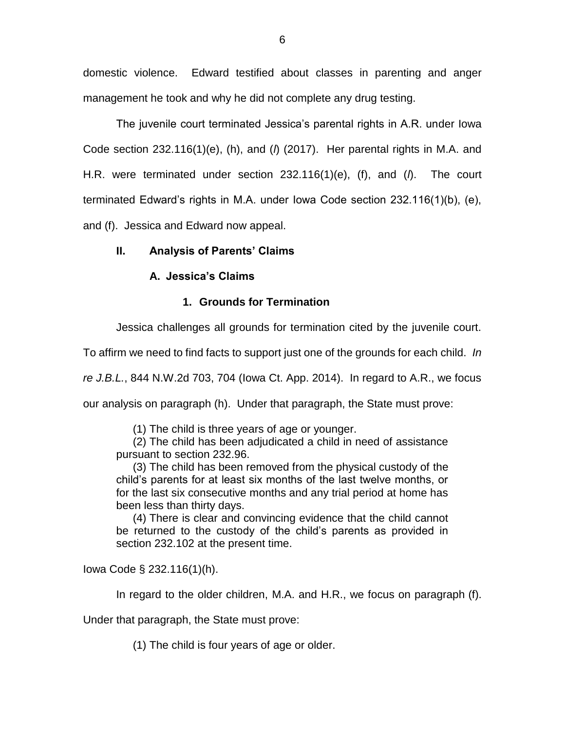domestic violence. Edward testified about classes in parenting and anger management he took and why he did not complete any drug testing.

The juvenile court terminated Jessica's parental rights in A.R. under Iowa Code section 232.116(1)(e), (h), and (*l*) (2017). Her parental rights in M.A. and H.R. were terminated under section 232.116(1)(e), (f), and (*l*). The court terminated Edward's rights in M.A. under Iowa Code section 232.116(1)(b), (e), and (f). Jessica and Edward now appeal.

## II. Analysis of Parents' Claims

### A. Jessica's Claims

#### 1. Grounds for Termination

Jessica challenges all grounds for termination cited by the juvenile court. To affirm we need to find facts to support just one of the grounds for each child. *In re J.B.L.*, 844 N.W.2d 703, 704 (Iowa Ct. App. 2014). In regard to A.R., we focus our analysis on paragraph (h). Under that paragraph, the State must prove:

> (1) The child is three years of age or younger.
>
> (2) The child has been adjudicated a child in need of assistance pursuant to section 232.96.
>
> (3) The child has been removed from the physical custody of the child's parents for at least six months of the last twelve months, or for the last six consecutive months and any trial period at home has been less than thirty days.
>
> (4) There is clear and convincing evidence that the child cannot be returned to the custody of the child's parents as provided in section 232.102 at the present time.

Iowa Code § 232.116(1)(h).

In regard to the older children, M.A. and H.R., we focus on paragraph (f). Under that paragraph, the State must prove:

> (1) The child is four years of age or older.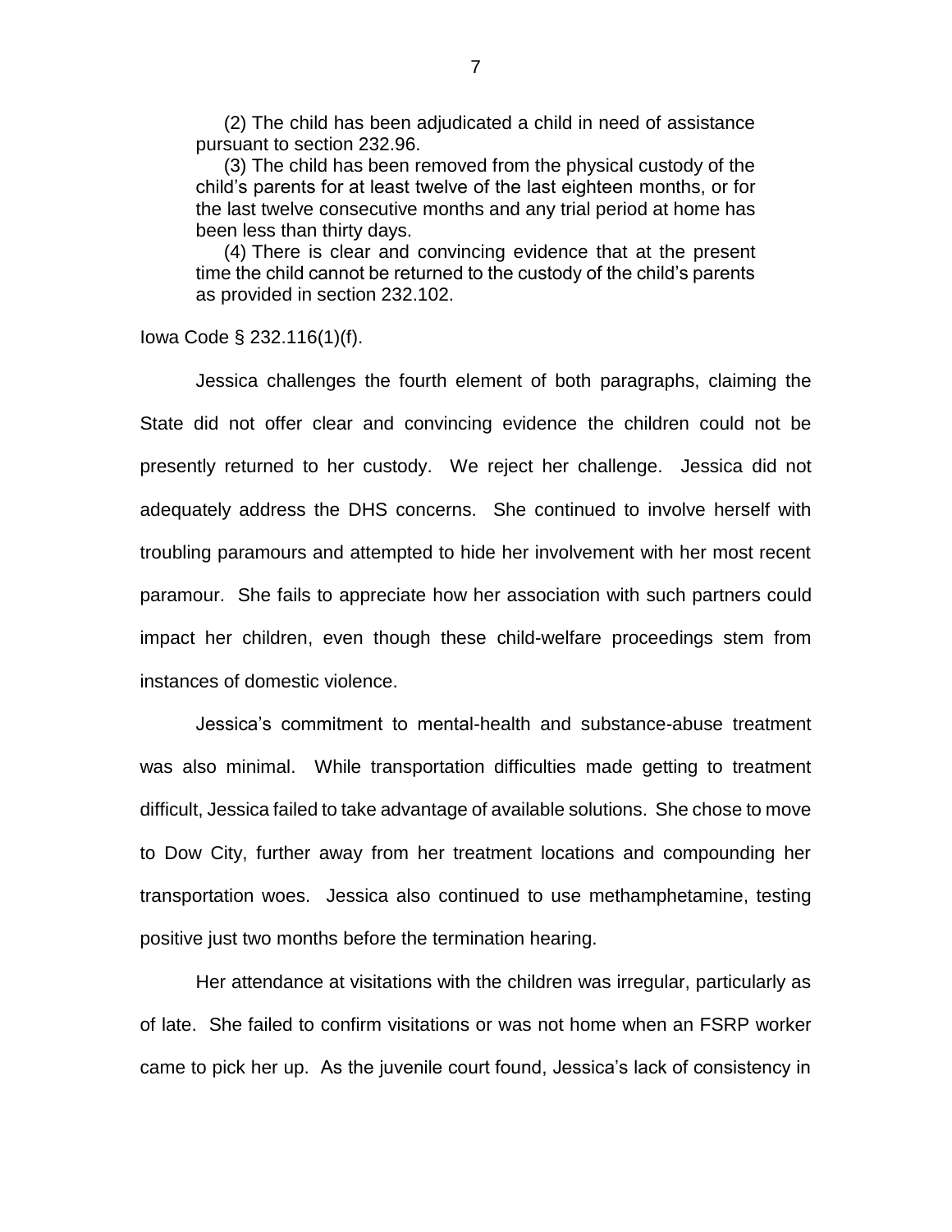> (2) The child has been adjudicated a child in need of assistance pursuant to section 232.96.
>
> (3) The child has been removed from the physical custody of the child's parents for at least twelve of the last eighteen months, or for the last twelve consecutive months and any trial period at home has been less than thirty days.
>
> (4) There is clear and convincing evidence that at the present time the child cannot be returned to the custody of the child's parents as provided in section 232.102.

Iowa Code § 232.116(1)(f).

Jessica challenges the fourth element of both paragraphs, claiming the State did not offer clear and convincing evidence the children could not be presently returned to her custody. We reject her challenge. Jessica did not adequately address the DHS concerns. She continued to involve herself with troubling paramours and attempted to hide her involvement with her most recent paramour. She fails to appreciate how her association with such partners could impact her children, even though these child-welfare proceedings stem from instances of domestic violence.

Jessica's commitment to mental-health and substance-abuse treatment was also minimal. While transportation difficulties made getting to treatment difficult, Jessica failed to take advantage of available solutions. She chose to move to Dow City, further away from her treatment locations and compounding her transportation woes. Jessica also continued to use methamphetamine, testing positive just two months before the termination hearing.

Her attendance at visitations with the children was irregular, particularly as of late. She failed to confirm visitations or was not home when an FSRP worker came to pick her up. As the juvenile court found, Jessica's lack of consistency in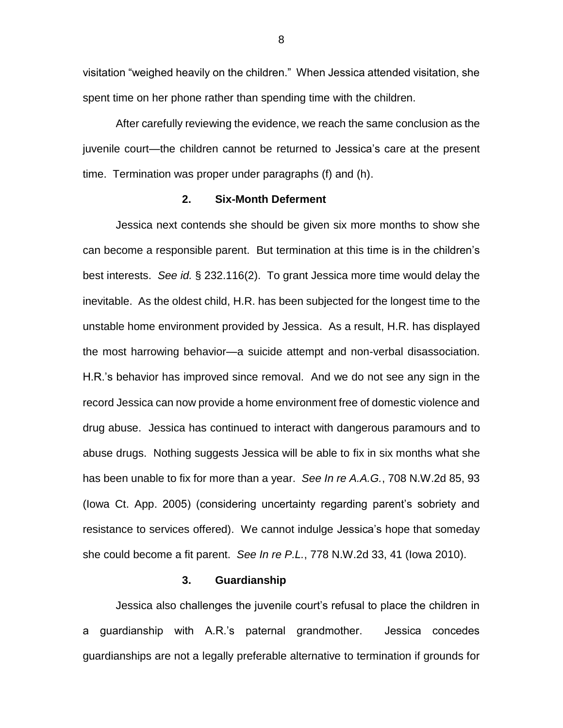visitation "weighed heavily on the children." When Jessica attended visitation, she spent time on her phone rather than spending time with the children.

After carefully reviewing the evidence, we reach the same conclusion as the juvenile court—the children cannot be returned to Jessica's care at the present time. Termination was proper under paragraphs (f) and (h).

### 2. Six-Month Deferment

Jessica next contends she should be given six more months to show she can become a responsible parent. But termination at this time is in the children's best interests. *See id.* § 232.116(2). To grant Jessica more time would delay the inevitable. As the oldest child, H.R. has been subjected for the longest time to the unstable home environment provided by Jessica. As a result, H.R. has displayed the most harrowing behavior—a suicide attempt and non-verbal disassociation. H.R.'s behavior has improved since removal. And we do not see any sign in the record Jessica can now provide a home environment free of domestic violence and drug abuse. Jessica has continued to interact with dangerous paramours and to abuse drugs. Nothing suggests Jessica will be able to fix in six months what she has been unable to fix for more than a year. *See In re A.A.G.*, 708 N.W.2d 85, 93 (Iowa Ct. App. 2005) (considering uncertainty regarding parent's sobriety and resistance to services offered). We cannot indulge Jessica's hope that someday she could become a fit parent. *See In re P.L.*, 778 N.W.2d 33, 41 (Iowa 2010).

### 3. Guardianship

Jessica also challenges the juvenile court's refusal to place the children in a guardianship with A.R.'s paternal grandmother. Jessica concedes guardianships are not a legally preferable alternative to termination if grounds for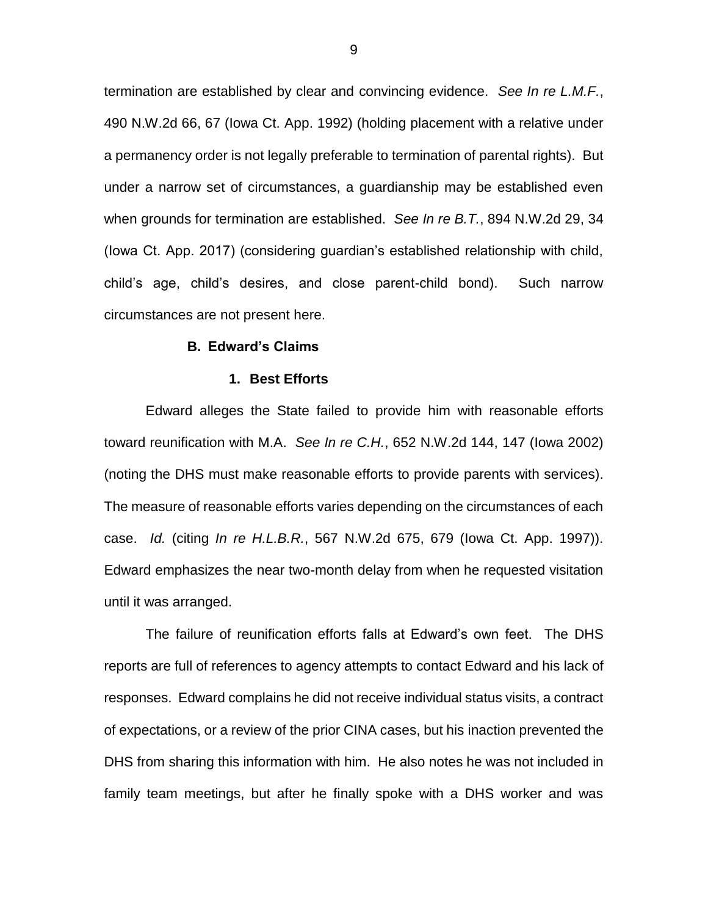termination are established by clear and convincing evidence. *See In re L.M.F.*, 490 N.W.2d 66, 67 (Iowa Ct. App. 1992) (holding placement with a relative under a permanency order is not legally preferable to termination of parental rights). But under a narrow set of circumstances, a guardianship may be established even when grounds for termination are established. *See In re B.T.*, 894 N.W.2d 29, 34 (Iowa Ct. App. 2017) (considering guardian's established relationship with child, child's age, child's desires, and close parent-child bond). Such narrow circumstances are not present here.

**B. Edward's Claims**

**1. Best Efforts**

Edward alleges the State failed to provide him with reasonable efforts toward reunification with M.A. *See In re C.H.*, 652 N.W.2d 144, 147 (Iowa 2002) (noting the DHS must make reasonable efforts to provide parents with services). The measure of reasonable efforts varies depending on the circumstances of each case. *Id.* (citing *In re H.L.B.R.*, 567 N.W.2d 675, 679 (Iowa Ct. App. 1997)). Edward emphasizes the near two-month delay from when he requested visitation until it was arranged.

The failure of reunification efforts falls at Edward's own feet. The DHS reports are full of references to agency attempts to contact Edward and his lack of responses. Edward complains he did not receive individual status visits, a contract of expectations, or a review of the prior CINA cases, but his inaction prevented the DHS from sharing this information with him. He also notes he was not included in family team meetings, but after he finally spoke with a DHS worker and was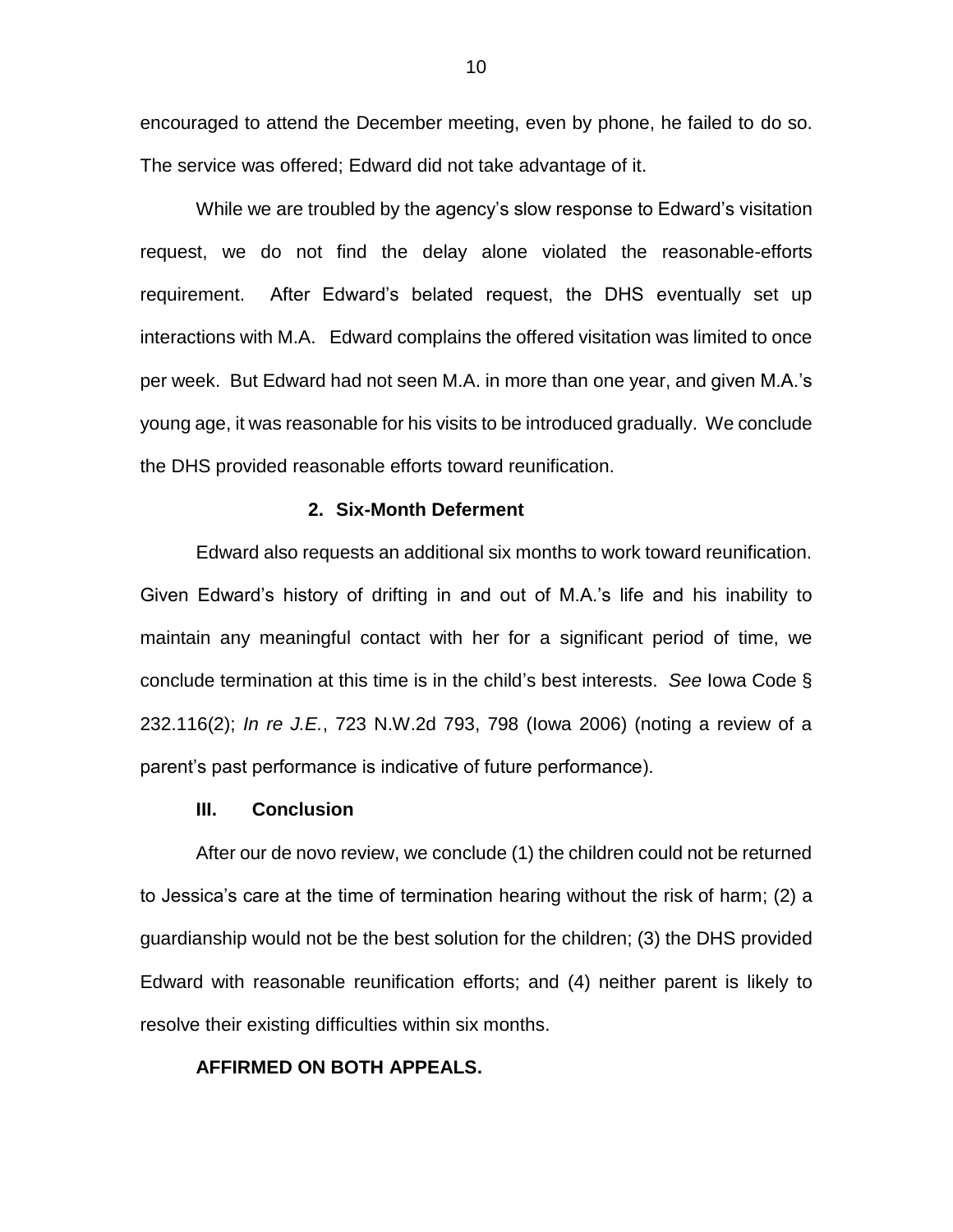encouraged to attend the December meeting, even by phone, he failed to do so. The service was offered; Edward did not take advantage of it.

While we are troubled by the agency's slow response to Edward's visitation request, we do not find the delay alone violated the reasonable-efforts requirement. After Edward's belated request, the DHS eventually set up interactions with M.A. Edward complains the offered visitation was limited to once per week. But Edward had not seen M.A. in more than one year, and given M.A.'s young age, it was reasonable for his visits to be introduced gradually. We conclude the DHS provided reasonable efforts toward reunification.

### 2. Six-Month Deferment

Edward also requests an additional six months to work toward reunification. Given Edward's history of drifting in and out of M.A.'s life and his inability to maintain any meaningful contact with her for a significant period of time, we conclude termination at this time is in the child's best interests. *See* Iowa Code § 232.116(2); *In re J.E.*, 723 N.W.2d 793, 798 (Iowa 2006) (noting a review of a parent's past performance is indicative of future performance).

## III. Conclusion

After our de novo review, we conclude (1) the children could not be returned to Jessica's care at the time of termination hearing without the risk of harm; (2) a guardianship would not be the best solution for the children; (3) the DHS provided Edward with reasonable reunification efforts; and (4) neither parent is likely to resolve their existing difficulties within six months.

**AFFIRMED ON BOTH APPEALS.**